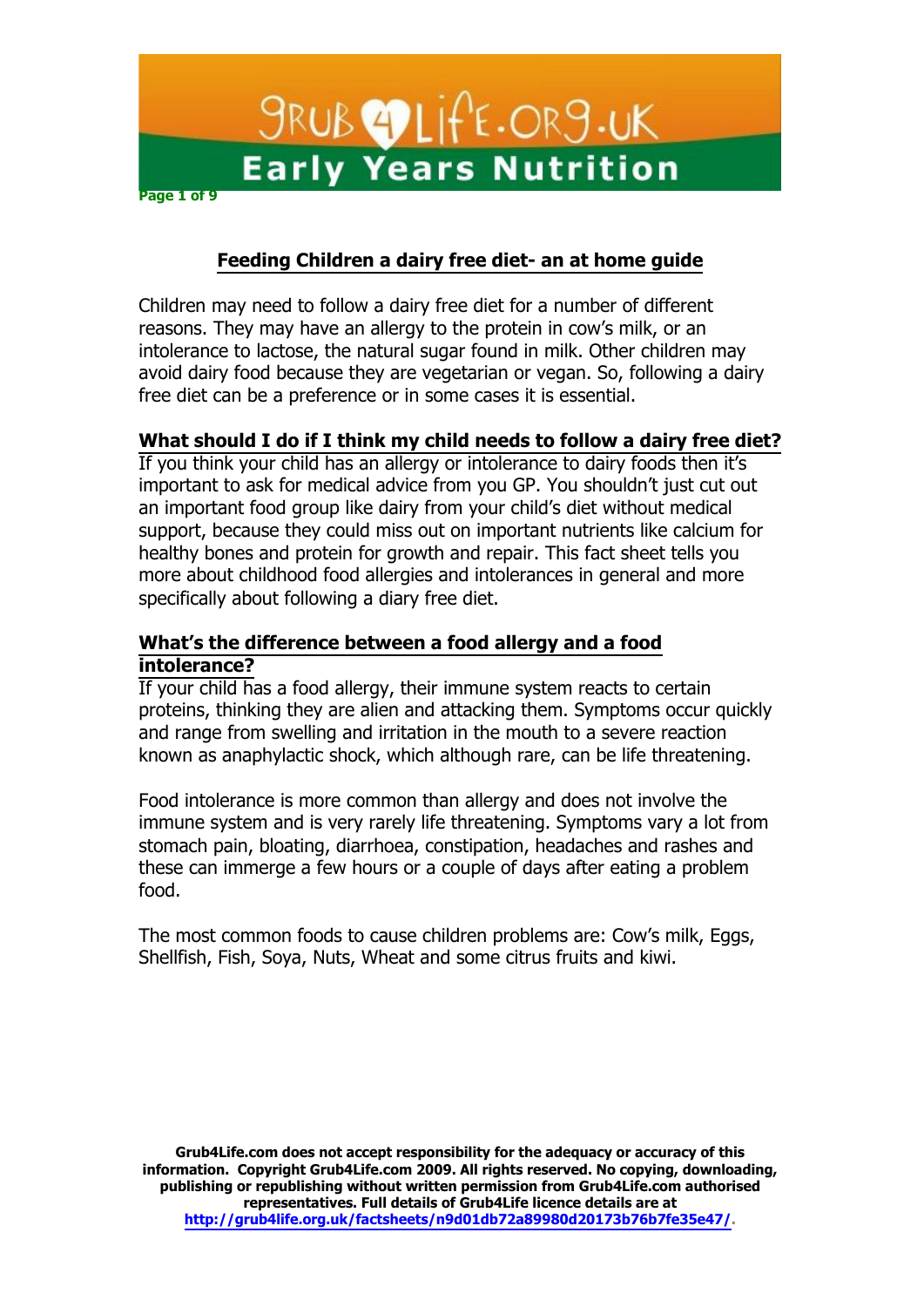## Feeding Children a dairy free diet- an at home guide

Children may need to follow a dairy free diet for a number of different reasons. They may have an allergy to the protein in cow's milk, or an intolerance to lactose, the natural sugar found in milk. Other children may avoid dairy food because they are vegetarian or vegan. So, following a dairy free diet can be a preference or in some cases it is essential.

### What should I do if I think my child needs to follow a dairy free diet?

If you think your child has an allergy or intolerance to dairy foods then it's important to ask for medical advice from you GP. You shouldn't just cut out an important food group like dairy from your child's diet without medical support, because they could miss out on important nutrients like calcium for healthy bones and protein for growth and repair. This fact sheet tells you more about childhood food allergies and intolerances in general and more specifically about following a diary free diet.

### What's the difference between a food allergy and a food intolerance?

If your child has a food allergy, their immune system reacts to certain proteins, thinking they are alien and attacking them. Symptoms occur quickly and range from swelling and irritation in the mouth to a severe reaction known as anaphylactic shock, which although rare, can be life threatening.

Food intolerance is more common than allergy and does not involve the immune system and is very rarely life threatening. Symptoms vary a lot from stomach pain, bloating, diarrhoea, constipation, headaches and rashes and these can immerge a few hours or a couple of days after eating a problem food.

The most common foods to cause children problems are: Cow's milk, Eggs, Shellfish, Fish, Soya, Nuts, Wheat and some citrus fruits and kiwi.

**Grub4Life.com does not accept responsibility for the adequacy or accuracy of this information. Copyright Grub4Life.com 2009. All rights reserved. No copying, downloading, publishing or republishing without written permission from Grub4Life.com authorised representatives. Full details of Grub4Life licence details are at http://grub4life.org.uk/factsheets/n9d01db72a89980d20173b76b7fe35e47/.**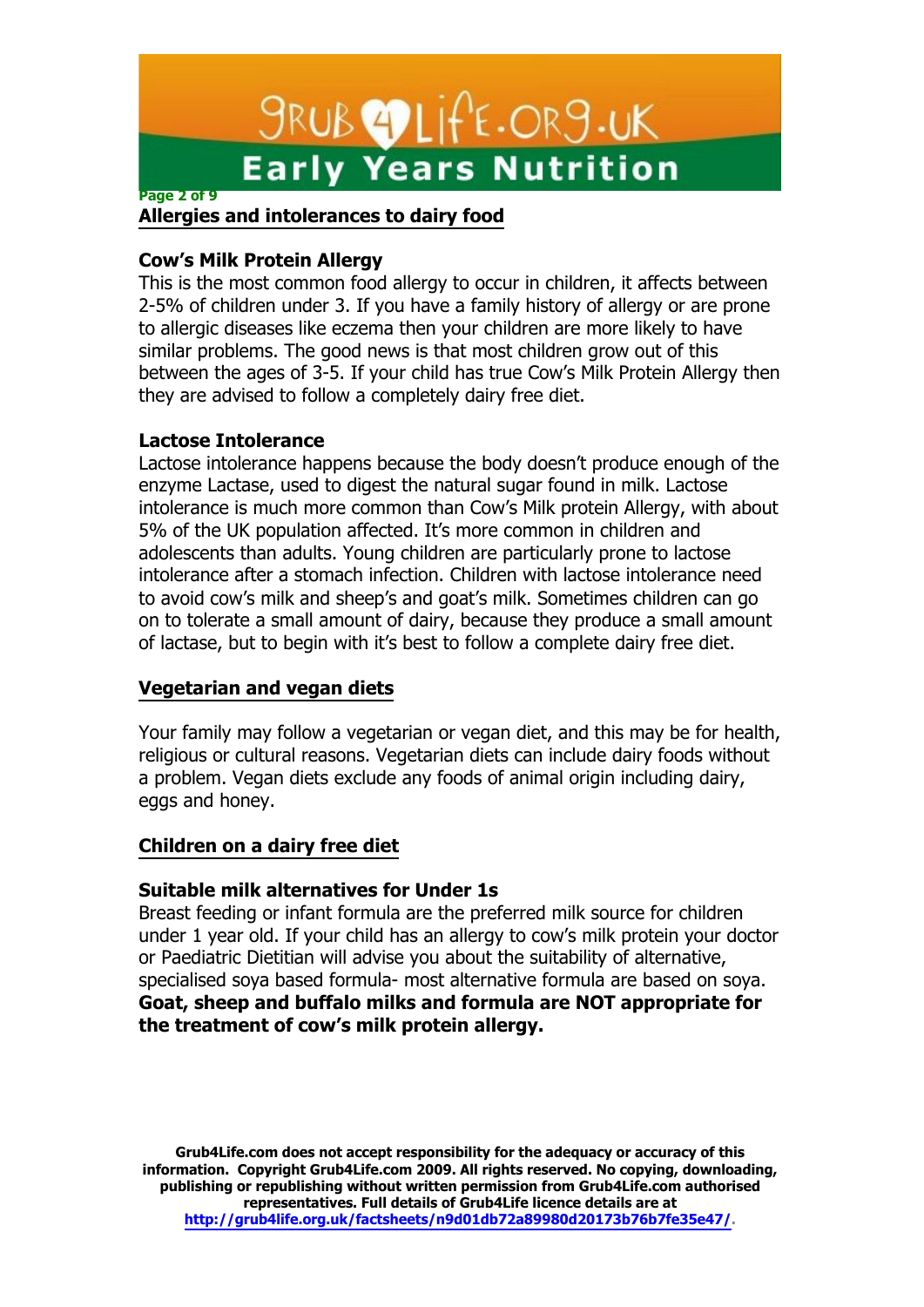## Allergies and intolerances to dairy food

### Cow's Milk Protein Allergy

This is the most common food allergy to occur in children, it affects between 2-5% of children under 3. If you have a family history of allergy or are prone to allergic diseases like eczema then your children are more likely to have similar problems. The good news is that most children grow out of this between the ages of 3-5. If your child has true Cow's Milk Protein Allergy then they are advised to follow a completely dairy free diet.

### Lactose Intolerance

Lactose intolerance happens because the body doesn't produce enough of the enzyme Lactase, used to digest the natural sugar found in milk. Lactose intolerance is much more common than Cow's Milk protein Allergy, with about 5% of the UK population affected. It's more common in children and adolescents than adults. Young children are particularly prone to lactose intolerance after a stomach infection. Children with lactose intolerance need to avoid cow's milk and sheep's and goat's milk. Sometimes children can go on to tolerate a small amount of dairy, because they produce a small amount of lactase, but to begin with it's best to follow a complete dairy free diet.

## Vegetarian and vegan diets

Your family may follow a vegetarian or vegan diet, and this may be for health, religious or cultural reasons. Vegetarian diets can include dairy foods without a problem. Vegan diets exclude any foods of animal origin including dairy, eggs and honey.

## Children on a dairy free diet

### Suitable milk alternatives for Under 1s

Breast feeding or infant formula are the preferred milk source for children under 1 year old. If your child has an allergy to cow's milk protein your doctor or Paediatric Dietitian will advise you about the suitability of alternative, specialised soya based formula- most alternative formula are based on soya. **Goat, sheep and buffalo milks and formula are NOT appropriate for the treatment of cow's milk protein allergy.**

**Grub4Life.com does not accept responsibility for the adequacy or accuracy of this information. Copyright Grub4Life.com 2009. All rights reserved. No copying, downloading, publishing or republishing without written permission from Grub4Life.com authorised representatives. Full details of Grub4Life licence details are at http://grub4life.org.uk/factsheets/n9d01db72a89980d20173b76b7fe35e47/.**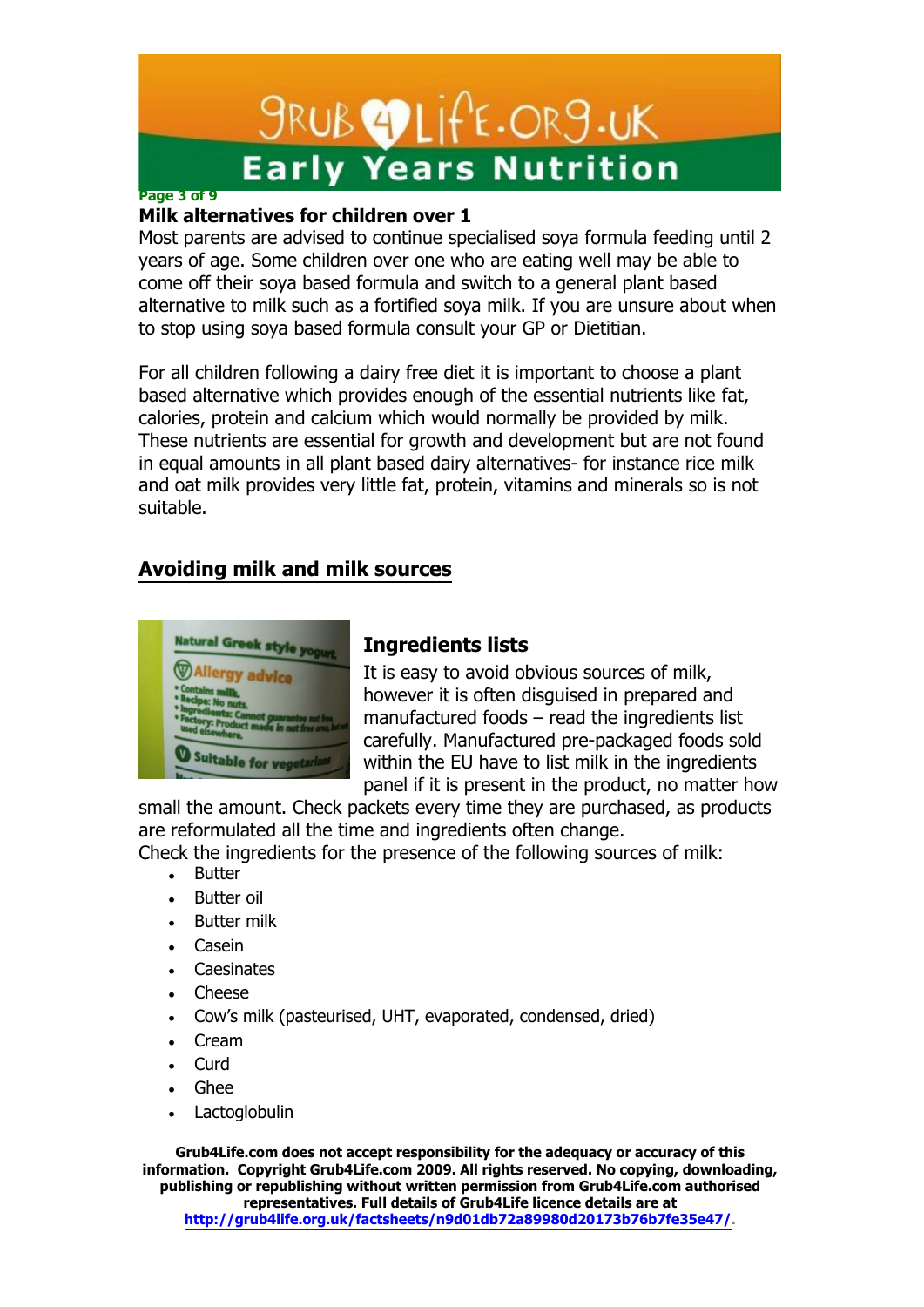## Milk alternatives for children over 1

Most parents are advised to continue specialised soya formula feeding until 2 years of age. Some children over one who are eating well may be able to come off their soya based formula and switch to a general plant based alternative to milk such as a fortified soya milk. If you are unsure about when to stop using soya based formula consult your GP or Dietitian.

For all children following a dairy free diet it is important to choose a plant based alternative which provides enough of the essential nutrients like fat, calories, protein and calcium which would normally be provided by milk. These nutrients are essential for growth and development but are not found in equal amounts in all plant based dairy alternatives- for instance rice milk and oat milk provides very little fat, protein, vitamins and minerals so is not suitable.

## Avoiding milk and milk sources

### Ingredients lists

It is easy to avoid obvious sources of milk, however it is often disguised in prepared and manufactured foods – read the ingredients list carefully. Manufactured pre-packaged foods sold within the EU have to list milk in the ingredients panel if it is present in the product, no matter how small the amount. Check packets every time they are purchased, as products are reformulated all the time and ingredients often change.

Check the ingredients for the presence of the following sources of milk:

- Butter
- Butter oil
- Butter milk
- Casein
- Caesinates
- Cheese
- Cow's milk (pasteurised, UHT, evaporated, condensed, dried)
- Cream
- Curd
- Ghee
- Lactoglobulin

**Grub4Life.com does not accept responsibility for the adequacy or accuracy of this information. Copyright Grub4Life.com 2009. All rights reserved. No copying, downloading, publishing or republishing without written permission from Grub4Life.com authorised representatives. Full details of Grub4Life licence details are at http://grub4life.org.uk/factsheets/n9d01db72a89980d20173b76b7fe35e47/.**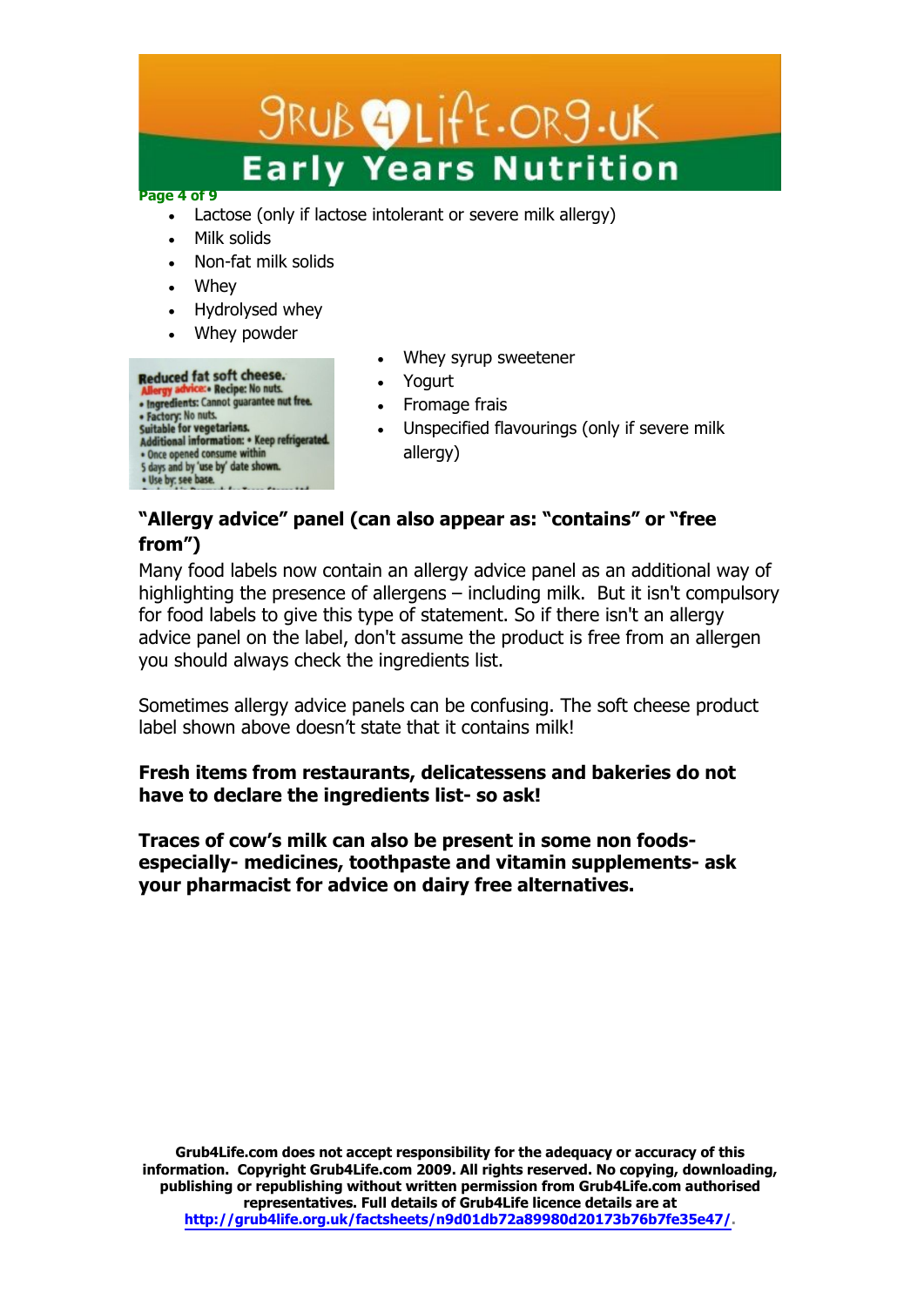- Lactose (only if lactose intolerant or severe milk allergy)
- Milk solids
- Non-fat milk solids
- Whey
- Hydrolysed whey
- Whey powder
- Whey syrup sweetener
- Yogurt
- Fromage frais
- Unspecified flavourings (only if severe milk allergy)

**Reduced fat soft cheese.**
**Allergy advice:** • **Recipe:** No nuts.
• **Ingredients:** Cannot guarantee nut free.
• **Factory:** No nuts.
**Suitable for vegetarians.**
**Additional information:** • **Keep refrigerated.**
• Once opened consume within 5 days and by 'use by' date shown.
• Use by: see base.

**"Allergy advice" panel (can also appear as: "contains" or "free from")**

Many food labels now contain an allergy advice panel as an additional way of highlighting the presence of allergens – including milk. But it isn't compulsory for food labels to give this type of statement. So if there isn't an allergy advice panel on the label, don't assume the product is free from an allergen you should always check the ingredients list.

Sometimes allergy advice panels can be confusing. The soft cheese product label shown above doesn't state that it contains milk!

**Fresh items from restaurants, delicatessens and bakeries do not have to declare the ingredients list- so ask!**

**Traces of cow's milk can also be present in some non foods- especially- medicines, toothpaste and vitamin supplements- ask your pharmacist for advice on dairy free alternatives.**

**Grub4Life.com does not accept responsibility for the adequacy or accuracy of this information. Copyright Grub4Life.com 2009. All rights reserved. No copying, downloading, publishing or republishing without written permission from Grub4Life.com authorised representatives. Full details of Grub4Life licence details are at [http://grub4life.org.uk/factsheets/n9d01db72a89980d20173b76b7fe35e47/](http://grub4life.org.uk/factsheets/n9d01db72a89980d20173b76b7fe35e47/).**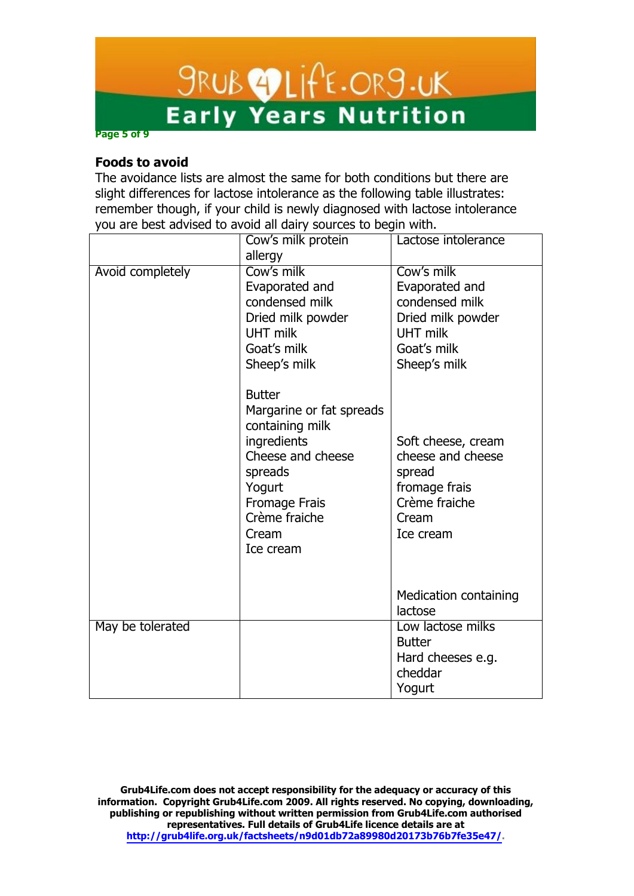## Foods to avoid

The avoidance lists are almost the same for both conditions but there are slight differences for lactose intolerance as the following table illustrates: remember though, if your child is newly diagnosed with lactose intolerance you are best advised to avoid all dairy sources to begin with.

| | Cow's milk protein allergy | Lactose intolerance |
|---|---|---|
| Avoid completely | Cow's milk<br>Evaporated and condensed milk<br>Dried milk powder<br>UHT milk<br>Goat's milk<br>Sheep's milk<br><br>Butter<br>Margarine or fat spreads containing milk ingredients<br>Cheese and cheese spreads<br>Yogurt<br>Fromage Frais<br>Crème fraiche<br>Cream<br>Ice cream | Cow's milk<br>Evaporated and condensed milk<br>Dried milk powder<br>UHT milk<br>Goat's milk<br>Sheep's milk<br><br>Soft cheese, cream cheese and cheese spread<br>fromage frais<br>Crème fraiche<br>Cream<br>Ice cream<br><br>Medication containing lactose |
| May be tolerated | | Low lactose milks<br>Butter<br>Hard cheeses e.g. cheddar<br>Yogurt |

**Grub4Life.com does not accept responsibility for the adequacy or accuracy of this information. Copyright Grub4Life.com 2009. All rights reserved. No copying, downloading, publishing or republishing without written permission from Grub4Life.com authorised representatives. Full details of Grub4Life licence details are at http://grub4life.org.uk/factsheets/n9d01db72a89980d20173b76b7fe35e47/.**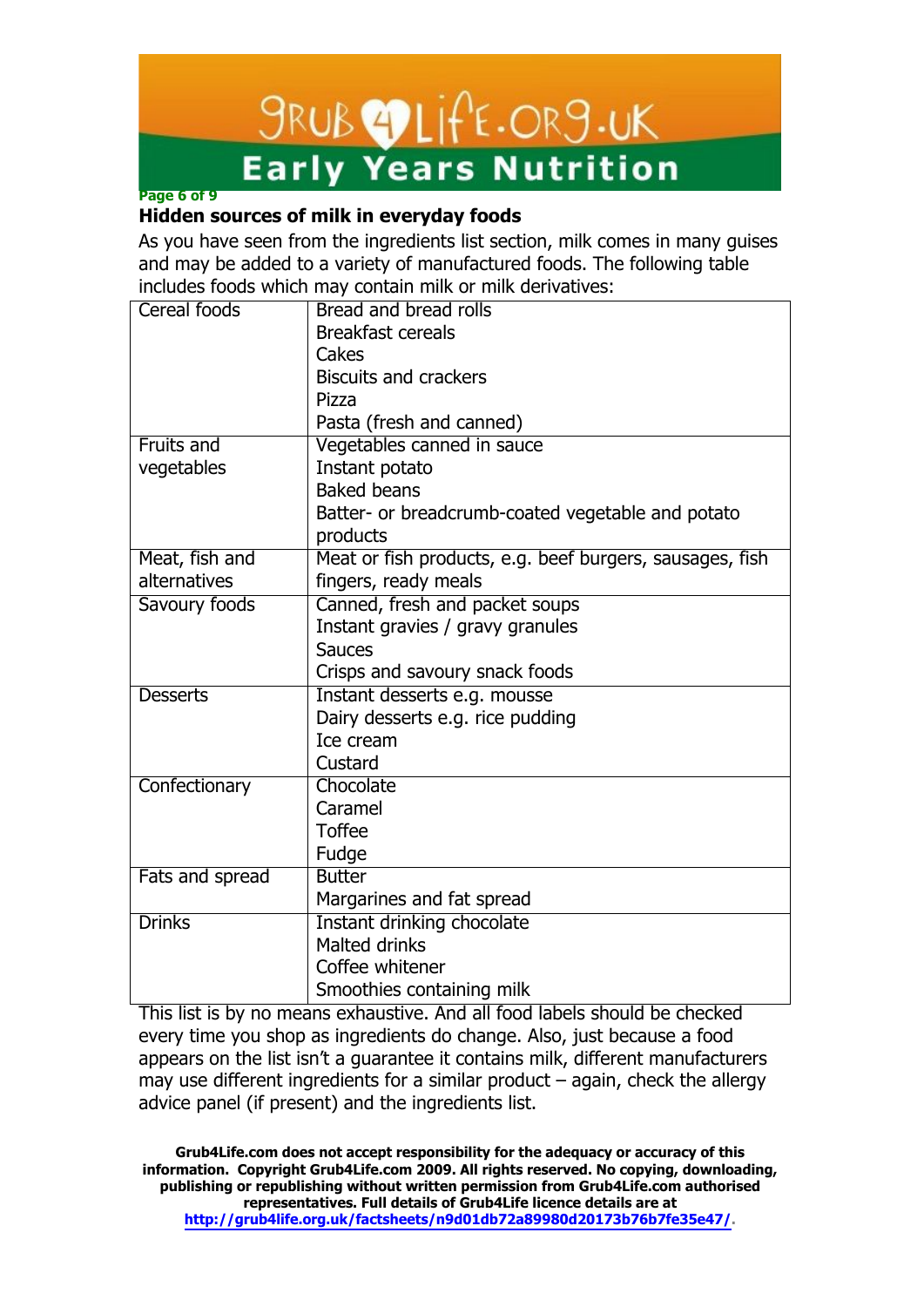## Hidden sources of milk in everyday foods

As you have seen from the ingredients list section, milk comes in many guises and may be added to a variety of manufactured foods. The following table includes foods which may contain milk or milk derivatives:

| | |
|---|---|
| Cereal foods | Bread and bread rolls<br>Breakfast cereals<br>Cakes<br>Biscuits and crackers<br>Pizza<br>Pasta (fresh and canned) |
| Fruits and vegetables | Vegetables canned in sauce<br>Instant potato<br>Baked beans<br>Batter- or breadcrumb-coated vegetable and potato products |
| Meat, fish and alternatives | Meat or fish products, e.g. beef burgers, sausages, fish fingers, ready meals |
| Savoury foods | Canned, fresh and packet soups<br>Instant gravies / gravy granules<br>Sauces<br>Crisps and savoury snack foods |
| Desserts | Instant desserts e.g. mousse<br>Dairy desserts e.g. rice pudding<br>Ice cream<br>Custard |
| Confectionary | Chocolate<br>Caramel<br>Toffee<br>Fudge |
| Fats and spread | Butter<br>Margarines and fat spread |
| Drinks | Instant drinking chocolate<br>Malted drinks<br>Coffee whitener<br>Smoothies containing milk |

This list is by no means exhaustive. And all food labels should be checked every time you shop as ingredients do change. Also, just because a food appears on the list isn't a guarantee it contains milk, different manufacturers may use different ingredients for a similar product – again, check the allergy advice panel (if present) and the ingredients list.

**Grub4Life.com does not accept responsibility for the adequacy or accuracy of this information. Copyright Grub4Life.com 2009. All rights reserved. No copying, downloading, publishing or republishing without written permission from Grub4Life.com authorised representatives. Full details of Grub4Life licence details are at http://grub4life.org.uk/factsheets/n9d01db72a89980d20173b76b7fe35e47/.**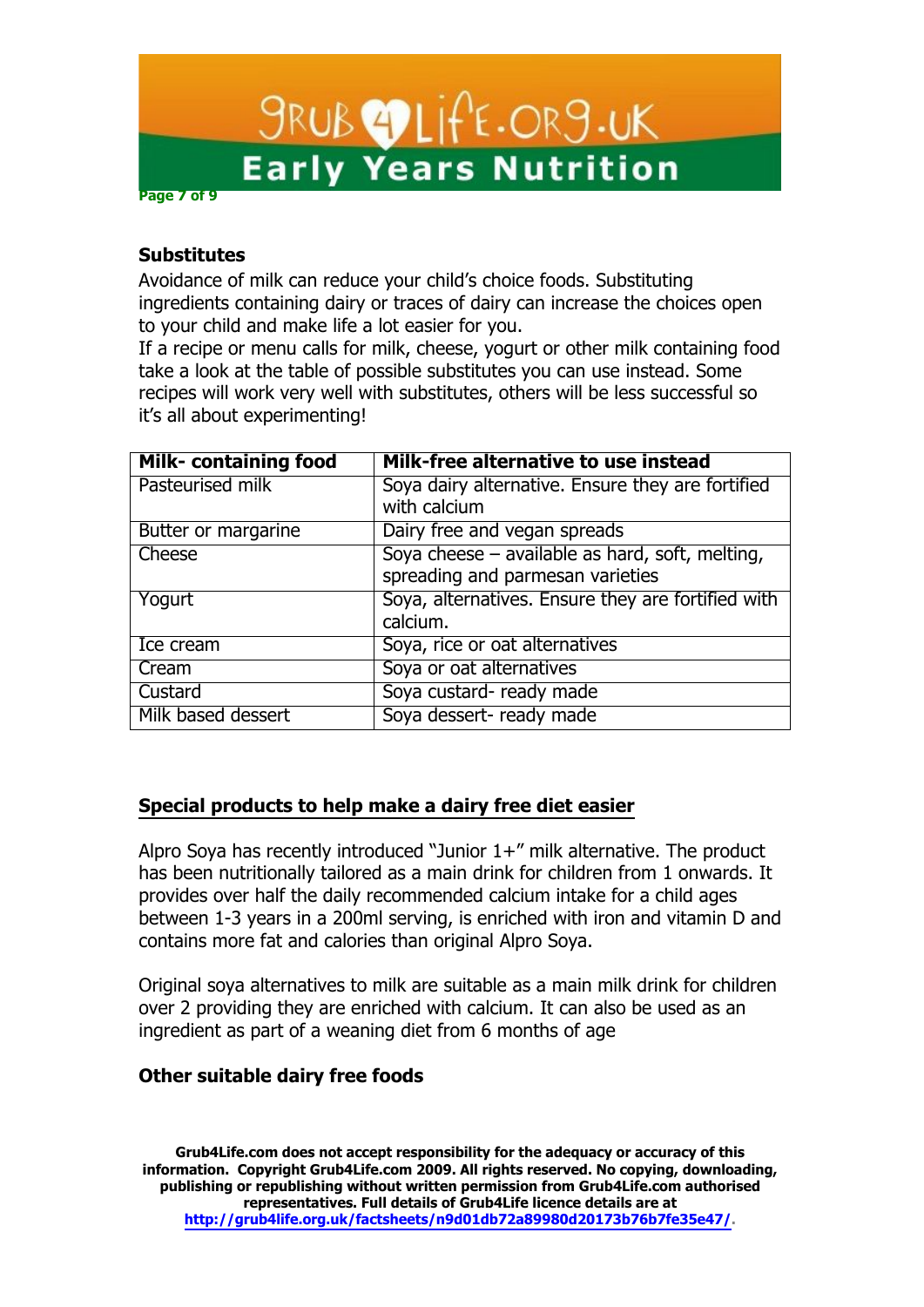## Substitutes

Avoidance of milk can reduce your child's choice foods. Substituting ingredients containing dairy or traces of dairy can increase the choices open to your child and make life a lot easier for you.

If a recipe or menu calls for milk, cheese, yogurt or other milk containing food take a look at the table of possible substitutes you can use instead. Some recipes will work very well with substitutes, others will be less successful so it's all about experimenting!

| Milk- containing food | Milk-free alternative to use instead |
|---|---|
| Pasteurised milk | Soya dairy alternative. Ensure they are fortified with calcium |
| Butter or margarine | Dairy free and vegan spreads |
| Cheese | Soya cheese – available as hard, soft, melting, spreading and parmesan varieties |
| Yogurt | Soya, alternatives. Ensure they are fortified with calcium. |
| Ice cream | Soya, rice or oat alternatives |
| Cream | Soya or oat alternatives |
| Custard | Soya custard- ready made |
| Milk based dessert | Soya dessert- ready made |

## Special products to help make a dairy free diet easier

Alpro Soya has recently introduced "Junior 1+" milk alternative. The product has been nutritionally tailored as a main drink for children from 1 onwards. It provides over half the daily recommended calcium intake for a child ages between 1-3 years in a 200ml serving, is enriched with iron and vitamin D and contains more fat and calories than original Alpro Soya.

Original soya alternatives to milk are suitable as a main milk drink for children over 2 providing they are enriched with calcium. It can also be used as an ingredient as part of a weaning diet from 6 months of age

## Other suitable dairy free foods

**Grub4Life.com does not accept responsibility for the adequacy or accuracy of this information. Copyright Grub4Life.com 2009. All rights reserved. No copying, downloading, publishing or republishing without written permission from Grub4Life.com authorised representatives. Full details of Grub4Life licence details are at http://grub4life.org.uk/factsheets/n9d01db72a89980d20173b76b7fe35e47/.**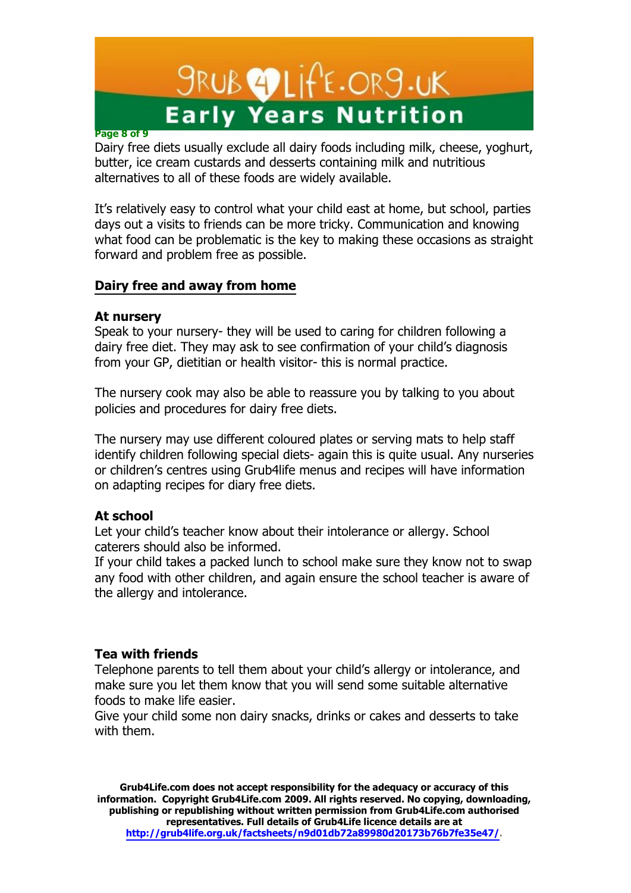Dairy free diets usually exclude all dairy foods including milk, cheese, yoghurt, butter, ice cream custards and desserts containing milk and nutritious alternatives to all of these foods are widely available.

It's relatively easy to control what your child east at home, but school, parties days out a visits to friends can be more tricky. Communication and knowing what food can be problematic is the key to making these occasions as straight forward and problem free as possible.

## Dairy free and away from home

### At nursery

Speak to your nursery- they will be used to caring for children following a dairy free diet. They may ask to see confirmation of your child's diagnosis from your GP, dietitian or health visitor- this is normal practice.

The nursery cook may also be able to reassure you by talking to you about policies and procedures for dairy free diets.

The nursery may use different coloured plates or serving mats to help staff identify children following special diets- again this is quite usual. Any nurseries or children's centres using Grub4life menus and recipes will have information on adapting recipes for diary free diets.

### At school

Let your child's teacher know about their intolerance or allergy. School caterers should also be informed.

If your child takes a packed lunch to school make sure they know not to swap any food with other children, and again ensure the school teacher is aware of the allergy and intolerance.

### Tea with friends

Telephone parents to tell them about your child's allergy or intolerance, and make sure you let them know that you will send some suitable alternative foods to make life easier.

Give your child some non dairy snacks, drinks or cakes and desserts to take with them.

**Grub4Life.com does not accept responsibility for the adequacy or accuracy of this information. Copyright Grub4Life.com 2009. All rights reserved. No copying, downloading, publishing or republishing without written permission from Grub4Life.com authorised representatives. Full details of Grub4Life licence details are at http://grub4life.org.uk/factsheets/n9d01db72a89980d20173b76b7fe35e47/.**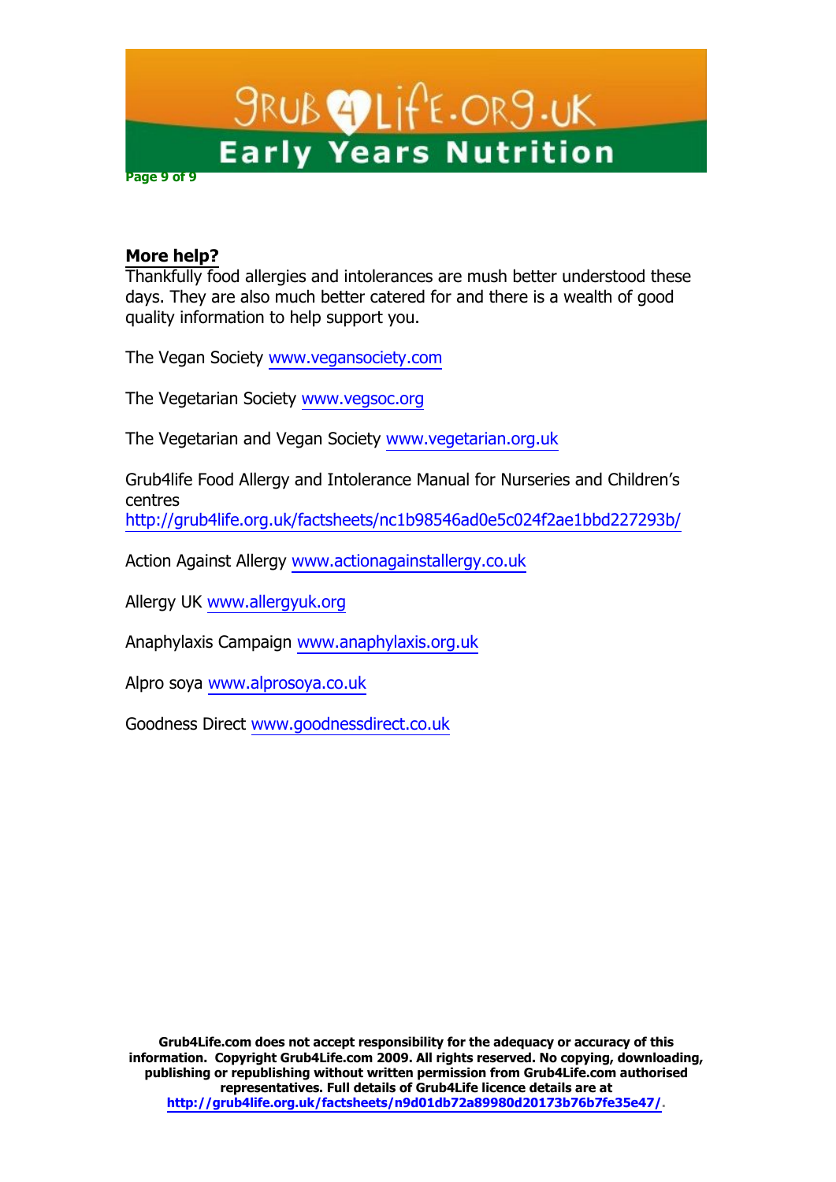## More help?

Thankfully food allergies and intolerances are mush better understood these days. They are also much better catered for and there is a wealth of good quality information to help support you.

The Vegan Society www.vegansociety.com

The Vegetarian Society www.vegsoc.org

The Vegetarian and Vegan Society www.vegetarian.org.uk

Grub4life Food Allergy and Intolerance Manual for Nurseries and Children's centres
http://grub4life.org.uk/factsheets/nc1b98546ad0e5c024f2ae1bbd227293b/

Action Against Allergy www.actionagainstallergy.co.uk

Allergy UK www.allergyuk.org

Anaphylaxis Campaign www.anaphylaxis.org.uk

Alpro soya www.alprosoya.co.uk

Goodness Direct www.goodnessdirect.co.uk

**Grub4Life.com does not accept responsibility for the adequacy or accuracy of this information. Copyright Grub4Life.com 2009. All rights reserved. No copying, downloading, publishing or republishing without written permission from Grub4Life.com authorised representatives. Full details of Grub4Life licence details are at http://grub4life.org.uk/factsheets/n9d01db72a89980d20173b76b7fe35e47/.**